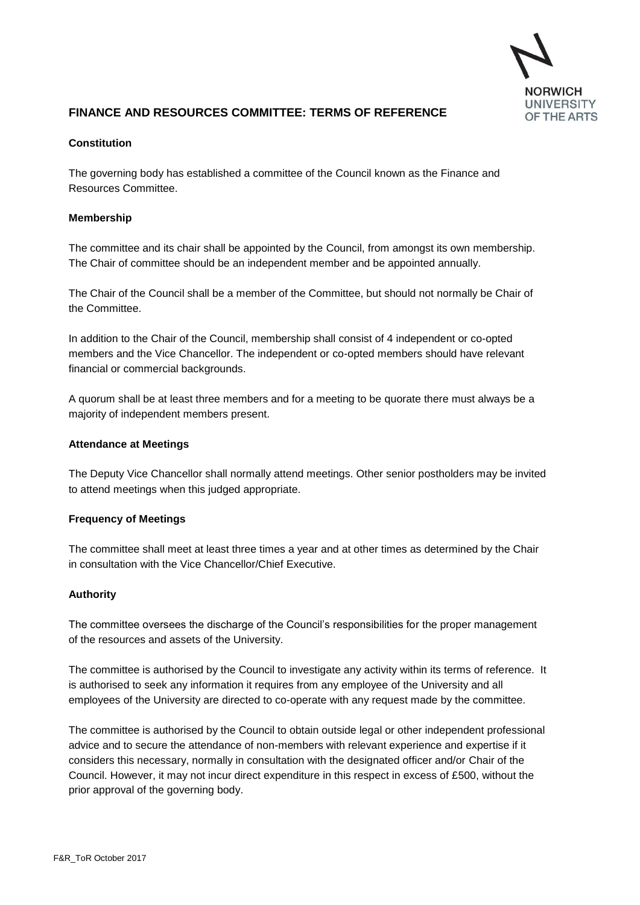# FINANCE AND RESOURCES COMMITTEE: TERMS OF REFERENCE

### Constitution

The governing body has established a committee of the Council known as the Finance and Resources Committee.

### Membership

The committee and its chair shall be appointed by the Council, from amongst its own membership. The Chair of committee should be an independent member and be appointed annually.

The Chair of the Council shall be a member of the Committee, but should not normally be Chair of the Committee.

In addition to the Chair of the Council, membership shall consist of 4 independent or co-opted members and the Vice Chancellor. The independent or co-opted members should have relevant financial or commercial backgrounds.

A quorum shall be at least three members and for a meeting to be quorate there must always be a majority of independent members present.

### Attendance at Meetings

The Deputy Vice Chancellor shall normally attend meetings. Other senior postholders may be invited to attend meetings when this judged appropriate.

### Frequency of Meetings

The committee shall meet at least three times a year and at other times as determined by the Chair in consultation with the Vice Chancellor/Chief Executive.

### Authority

The committee oversees the discharge of the Council's responsibilities for the proper management of the resources and assets of the University.

The committee is authorised by the Council to investigate any activity within its terms of reference. It is authorised to seek any information it requires from any employee of the University and all employees of the University are directed to co-operate with any request made by the committee.

The committee is authorised by the Council to obtain outside legal or other independent professional advice and to secure the attendance of non-members with relevant experience and expertise if it considers this necessary, normally in consultation with the designated officer and/or Chair of the Council. However, it may not incur direct expenditure in this respect in excess of £500, without the prior approval of the governing body.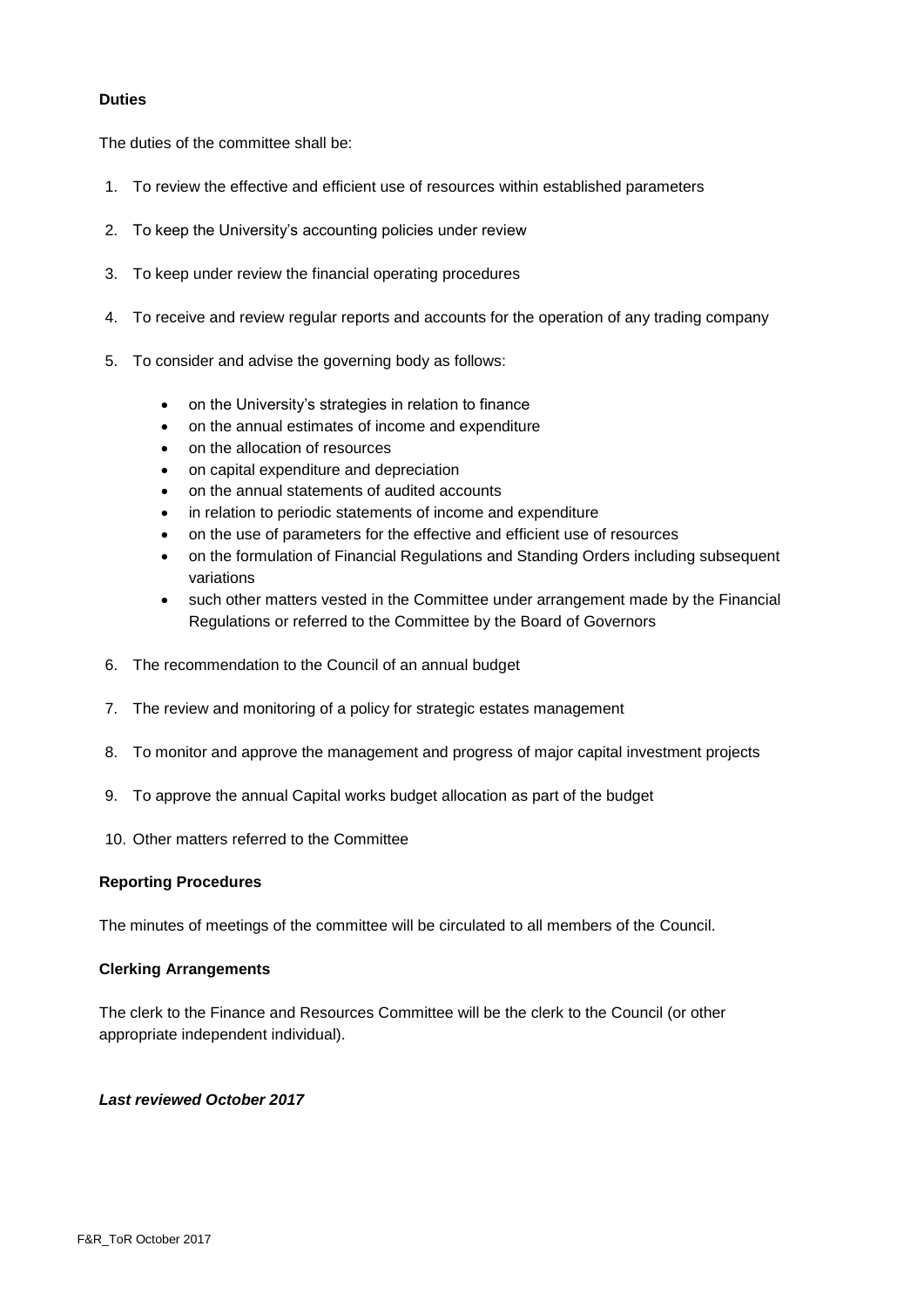**Duties**

The duties of the committee shall be:

1. To review the effective and efficient use of resources within established parameters
2. To keep the University's accounting policies under review
3. To keep under review the financial operating procedures
4. To receive and review regular reports and accounts for the operation of any trading company
5. To consider and advise the governing body as follows:
    - on the University's strategies in relation to finance
    - on the annual estimates of income and expenditure
    - on the allocation of resources
    - on capital expenditure and depreciation
    - on the annual statements of audited accounts
    - in relation to periodic statements of income and expenditure
    - on the use of parameters for the effective and efficient use of resources
    - on the formulation of Financial Regulations and Standing Orders including subsequent variations
    - such other matters vested in the Committee under arrangement made by the Financial Regulations or referred to the Committee by the Board of Governors
6. The recommendation to the Council of an annual budget
7. The review and monitoring of a policy for strategic estates management
8. To monitor and approve the management and progress of major capital investment projects
9. To approve the annual Capital works budget allocation as part of the budget
10. Other matters referred to the Committee

**Reporting Procedures**

The minutes of meetings of the committee will be circulated to all members of the Council.

**Clerking Arrangements**

The clerk to the Finance and Resources Committee will be the clerk to the Council (or other appropriate independent individual).

***Last reviewed October 2017***